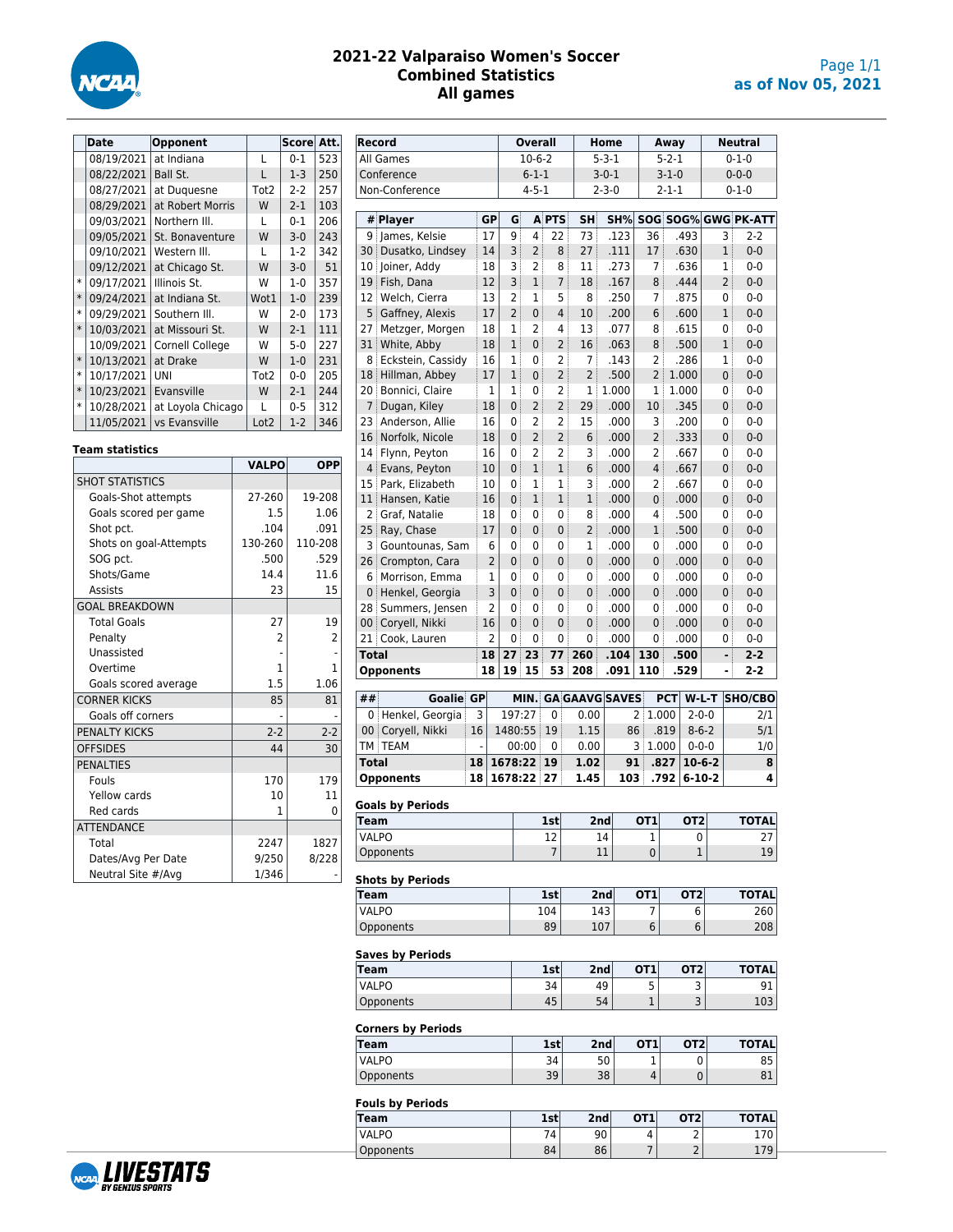# 2021-22 Valparaiso Women's Soccer
## Combined Statistics
### All games

as of Nov 05, 2021

| | Date | Opponent | | Score | Att. |
|---|---|---|---|---|---|
| | 08/19/2021 | at Indiana | L | 0-1 | 523 |
| | 08/22/2021 | Ball St. | L | 1-3 | 250 |
| | 08/27/2021 | at Duquesne | Tot2 | 2-2 | 257 |
| | 08/29/2021 | at Robert Morris | W | 2-1 | 103 |
| | 09/03/2021 | Northern Ill. | L | 0-1 | 206 |
| | 09/05/2021 | St. Bonaventure | W | 3-0 | 243 |
| | 09/10/2021 | Western Ill. | L | 1-2 | 342 |
| | 09/12/2021 | at Chicago St. | W | 3-0 | 51 |
| * | 09/17/2021 | Illinois St. | W | 1-0 | 357 |
| * | 09/24/2021 | at Indiana St. | Wot1 | 1-0 | 239 |
| * | 09/29/2021 | Southern Ill. | W | 2-0 | 173 |
| * | 10/03/2021 | at Missouri St. | W | 2-1 | 111 |
| | 10/09/2021 | Cornell College | W | 5-0 | 227 |
| * | 10/13/2021 | at Drake | W | 1-0 | 231 |
| * | 10/17/2021 | UNI | Tot2 | 0-0 | 205 |
| * | 10/23/2021 | Evansville | W | 2-1 | 244 |
| * | 10/28/2021 | at Loyola Chicago | L | 0-5 | 312 |
| | 11/05/2021 | vs Evansville | Lot2 | 1-2 | 346 |

**Team statistics**

| | VALPO | OPP |
|---|---|---|
| SHOT STATISTICS | | |
| Goals-Shot attempts | 27-260 | 19-208 |
| Goals scored per game | 1.5 | 1.06 |
| Shot pct. | .104 | .091 |
| Shots on goal-Attempts | 130-260 | 110-208 |
| SOG pct. | .500 | .529 |
| Shots/Game | 14.4 | 11.6 |
| Assists | 23 | 15 |
| GOAL BREAKDOWN | | |
| Total Goals | 27 | 19 |
| Penalty | 2 | 2 |
| Unassisted | - | - |
| Overtime | 1 | 1 |
| Goals scored average | 1.5 | 1.06 |
| CORNER KICKS | 85 | 81 |
| Goals off corners | - | - |
| PENALTY KICKS | 2-2 | 2-2 |
| OFFSIDES | 44 | 30 |
| PENALTIES | | |
| Fouls | 170 | 179 |
| Yellow cards | 10 | 11 |
| Red cards | 1 | 0 |
| ATTENDANCE | | |
| Total | 2247 | 1827 |
| Dates/Avg Per Date | 9/250 | 8/228 |
| Neutral Site #/Avg | 1/346 | - |

| Record | Overall | Home | Away | Neutral |
|---|---|---|---|---|
| All Games | 10-6-2 | 5-3-1 | 5-2-1 | 0-1-0 |
| Conference | 6-1-1 | 3-0-1 | 3-1-0 | 0-0-0 |
| Non-Conference | 4-5-1 | 2-3-0 | 2-1-1 | 0-1-0 |

| # | Player | GP | G | A | PTS | SH | SH% | SOG | SOG% | GWG | PK-ATT |
|---|---|---|---|---|---|---|---|---|---|---|---|
| 9 | James, Kelsie | 17 | 9 | 4 | 22 | 73 | .123 | 36 | .493 | 3 | 2-2 |
| 30 | Dusatko, Lindsey | 14 | 3 | 2 | 8 | 27 | .111 | 17 | .630 | 1 | 0-0 |
| 10 | Joiner, Addy | 18 | 3 | 2 | 8 | 11 | .273 | 7 | .636 | 1 | 0-0 |
| 19 | Fish, Dana | 12 | 3 | 1 | 7 | 18 | .167 | 8 | .444 | 2 | 0-0 |
| 12 | Welch, Cierra | 13 | 2 | 1 | 5 | 8 | .250 | 7 | .875 | 0 | 0-0 |
| 5 | Gaffney, Alexis | 17 | 2 | 0 | 4 | 10 | .200 | 6 | .600 | 1 | 0-0 |
| 27 | Metzger, Morgen | 18 | 1 | 2 | 4 | 13 | .077 | 8 | .615 | 0 | 0-0 |
| 31 | White, Abby | 18 | 1 | 0 | 2 | 16 | .063 | 8 | .500 | 1 | 0-0 |
| 8 | Eckstein, Cassidy | 16 | 1 | 0 | 2 | 7 | .143 | 2 | .286 | 1 | 0-0 |
| 18 | Hillman, Abbey | 17 | 1 | 0 | 2 | 2 | .500 | 2 | 1.000 | 0 | 0-0 |
| 20 | Bonnici, Claire | 1 | 1 | 0 | 2 | 1 | 1.000 | 1 | 1.000 | 0 | 0-0 |
| 7 | Dugan, Kiley | 18 | 0 | 2 | 2 | 29 | .000 | 10 | .345 | 0 | 0-0 |
| 23 | Anderson, Allie | 16 | 0 | 2 | 2 | 15 | .000 | 3 | .200 | 0 | 0-0 |
| 16 | Norfolk, Nicole | 18 | 0 | 2 | 2 | 6 | .000 | 2 | .333 | 0 | 0-0 |
| 14 | Flynn, Peyton | 16 | 0 | 2 | 2 | 3 | .000 | 2 | .667 | 0 | 0-0 |
| 4 | Evans, Peyton | 10 | 0 | 1 | 1 | 6 | .000 | 4 | .667 | 0 | 0-0 |
| 15 | Park, Elizabeth | 10 | 0 | 1 | 1 | 3 | .000 | 2 | .667 | 0 | 0-0 |
| 11 | Hansen, Katie | 16 | 0 | 1 | 1 | 1 | .000 | 0 | .000 | 0 | 0-0 |
| 2 | Graf, Natalie | 18 | 0 | 0 | 0 | 8 | .000 | 4 | .500 | 0 | 0-0 |
| 25 | Ray, Chase | 17 | 0 | 0 | 0 | 2 | .000 | 1 | .500 | 0 | 0-0 |
| 3 | Gountounas, Sam | 6 | 0 | 0 | 0 | 1 | .000 | 0 | .000 | 0 | 0-0 |
| 26 | Crompton, Cara | 2 | 0 | 0 | 0 | 0 | .000 | 0 | .000 | 0 | 0-0 |
| 6 | Morrison, Emma | 1 | 0 | 0 | 0 | 0 | .000 | 0 | .000 | 0 | 0-0 |
| 0 | Henkel, Georgia | 3 | 0 | 0 | 0 | 0 | .000 | 0 | .000 | 0 | 0-0 |
| 28 | Summers, Jensen | 2 | 0 | 0 | 0 | 0 | .000 | 0 | .000 | 0 | 0-0 |
| 00 | Coryell, Nikki | 16 | 0 | 0 | 0 | 0 | .000 | 0 | .000 | 0 | 0-0 |
| 21 | Cook, Lauren | 2 | 0 | 0 | 0 | 0 | .000 | 0 | .000 | 0 | 0-0 |
| | **Total** | **18** | **27** | **23** | **77** | **260** | **.104** | **130** | **.500** | **-** | **2-2** |
| | **Opponents** | **18** | **19** | **15** | **53** | **208** | **.091** | **110** | **.529** | **-** | **2-2** |

| ## | Goalie | GP | MIN. | GA | GAAVG | SAVES | PCT | W-L-T | SHO/CBO |
|---|---|---|---|---|---|---|---|---|---|
| 0 | Henkel, Georgia | 3 | 197:27 | 0 | 0.00 | 2 | 1.000 | 2-0-0 | 2/1 |
| 00 | Coryell, Nikki | 16 | 1480:55 | 19 | 1.15 | 86 | .819 | 8-6-2 | 5/1 |
| TM | TEAM | - | 00:00 | 0 | 0.00 | 3 | 1.000 | 0-0-0 | 1/0 |
| | **Total** | **18** | **1678:22** | **19** | **1.02** | **91** | **.827** | **10-6-2** | **8** |
| | **Opponents** | **18** | **1678:22** | **27** | **1.45** | **103** | **.792** | **6-10-2** | **4** |

**Goals by Periods**

| Team | 1st | 2nd | OT1 | OT2 | TOTAL |
|---|---|---|---|---|---|
| VALPO | 12 | 14 | 1 | 0 | 27 |
| Opponents | 7 | 11 | 0 | 1 | 19 |

**Shots by Periods**

| Team | 1st | 2nd | OT1 | OT2 | TOTAL |
|---|---|---|---|---|---|
| VALPO | 104 | 143 | 7 | 6 | 260 |
| Opponents | 89 | 107 | 6 | 6 | 208 |

**Saves by Periods**

| Team | 1st | 2nd | OT1 | OT2 | TOTAL |
|---|---|---|---|---|---|
| VALPO | 34 | 49 | 5 | 3 | 91 |
| Opponents | 45 | 54 | 1 | 3 | 103 |

**Corners by Periods**

| Team | 1st | 2nd | OT1 | OT2 | TOTAL |
|---|---|---|---|---|---|
| VALPO | 34 | 50 | 1 | 0 | 85 |
| Opponents | 39 | 38 | 4 | 0 | 81 |

**Fouls by Periods**

| Team | 1st | 2nd | OT1 | OT2 | TOTAL |
|---|---|---|---|---|---|
| VALPO | 74 | 90 | 4 | 2 | 170 |
| Opponents | 84 | 86 | 7 | 2 | 179 |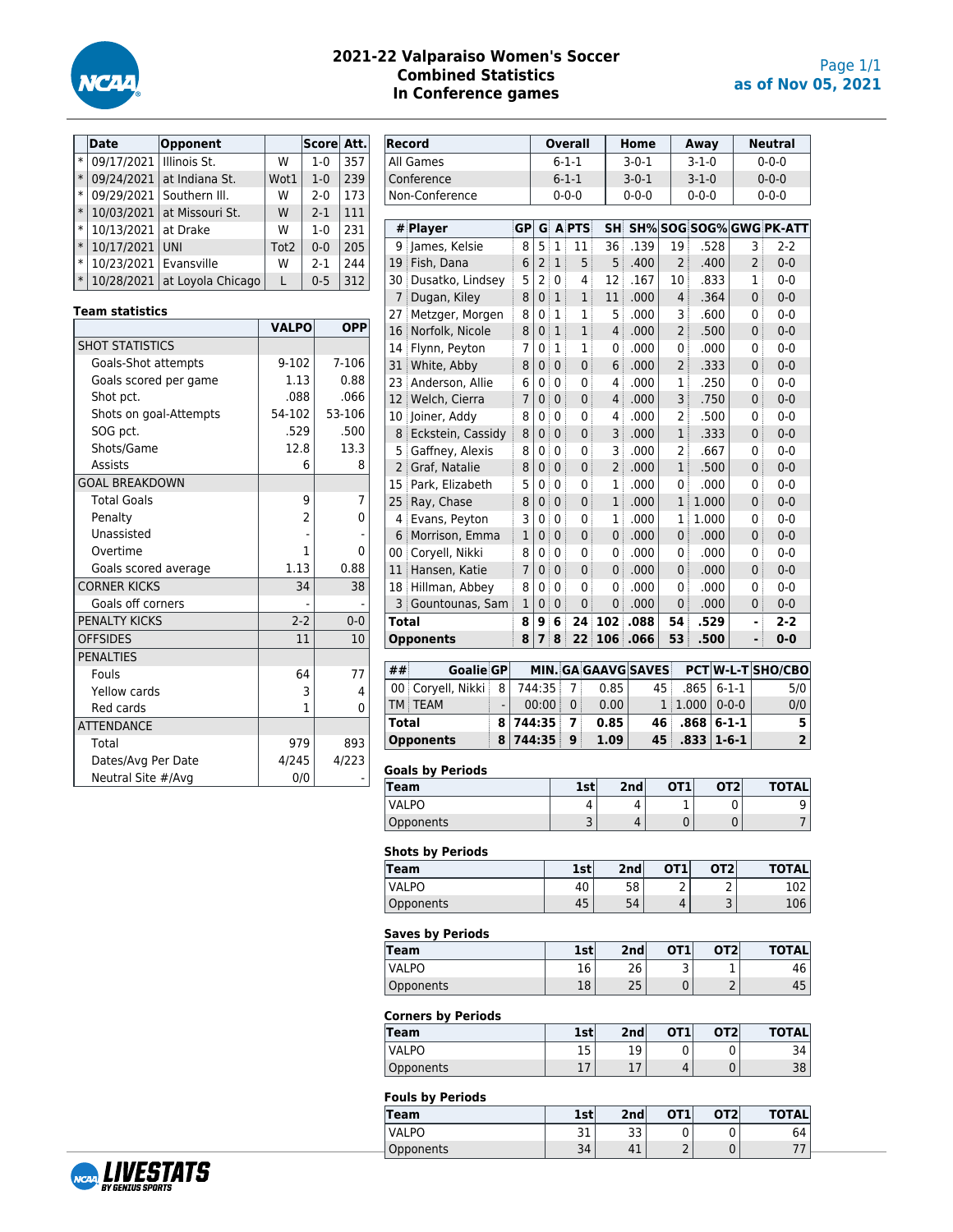# 2021-22 Valparaiso Women's Soccer
## Combined Statistics
## In Conference games

as of Nov 05, 2021

| | Date | Opponent | | Score | Att. |
|---|---|---|---|---|---|
| * | 09/17/2021 | Illinois St. | W | 1-0 | 357 |
| * | 09/24/2021 | at Indiana St. | Wot1 | 1-0 | 239 |
| * | 09/29/2021 | Southern Ill. | W | 2-0 | 173 |
| * | 10/03/2021 | at Missouri St. | W | 2-1 | 111 |
| * | 10/13/2021 | at Drake | W | 1-0 | 231 |
| * | 10/17/2021 | UNI | Tot2 | 0-0 | 205 |
| * | 10/23/2021 | Evansville | W | 2-1 | 244 |
| * | 10/28/2021 | at Loyola Chicago | L | 0-5 | 312 |

### Team statistics

| | VALPO | OPP |
|---|---|---|
| SHOT STATISTICS | | |
| Goals-Shot attempts | 9-102 | 7-106 |
| Goals scored per game | 1.13 | 0.88 |
| Shot pct. | .088 | .066 |
| Shots on goal-Attempts | 54-102 | 53-106 |
| SOG pct. | .529 | .500 |
| Shots/Game | 12.8 | 13.3 |
| Assists | 6 | 8 |
| GOAL BREAKDOWN | | |
| Total Goals | 9 | 7 |
| Penalty | 2 | 0 |
| Unassisted | - | - |
| Overtime | 1 | 0 |
| Goals scored average | 1.13 | 0.88 |
| CORNER KICKS | 34 | 38 |
| Goals off corners | - | - |
| PENALTY KICKS | 2-2 | 0-0 |
| OFFSIDES | 11 | 10 |
| PENALTIES | | |
| Fouls | 64 | 77 |
| Yellow cards | 3 | 4 |
| Red cards | 1 | 0 |
| ATTENDANCE | | |
| Total | 979 | 893 |
| Dates/Avg Per Date | 4/245 | 4/223 |
| Neutral Site #/Avg | 0/0 | - |

| Record | Overall | Home | Away | Neutral |
|---|---|---|---|---|
| All Games | 6-1-1 | 3-0-1 | 3-1-0 | 0-0-0 |
| Conference | 6-1-1 | 3-0-1 | 3-1-0 | 0-0-0 |
| Non-Conference | 0-0-0 | 0-0-0 | 0-0-0 | 0-0-0 |

| # | Player | GP | G | A | PTS | SH | SH% | SOG | SOG% | GWG | PK-ATT |
|---|---|---|---|---|---|---|---|---|---|---|---|
| 9 | James, Kelsie | 8 | 5 | 1 | 11 | 36 | .139 | 19 | .528 | 3 | 2-2 |
| 19 | Fish, Dana | 6 | 2 | 1 | 5 | 5 | .400 | 2 | .400 | 2 | 0-0 |
| 30 | Dusatko, Lindsey | 5 | 2 | 0 | 4 | 12 | .167 | 10 | .833 | 1 | 0-0 |
| 7 | Dugan, Kiley | 8 | 0 | 1 | 1 | 11 | .000 | 4 | .364 | 0 | 0-0 |
| 27 | Metzger, Morgen | 8 | 0 | 1 | 1 | 5 | .000 | 3 | .600 | 0 | 0-0 |
| 16 | Norfolk, Nicole | 8 | 0 | 1 | 1 | 4 | .000 | 2 | .500 | 0 | 0-0 |
| 14 | Flynn, Peyton | 7 | 0 | 1 | 1 | 0 | .000 | 0 | .000 | 0 | 0-0 |
| 31 | White, Abby | 8 | 0 | 0 | 0 | 6 | .000 | 2 | .333 | 0 | 0-0 |
| 23 | Anderson, Allie | 6 | 0 | 0 | 0 | 4 | .000 | 1 | .250 | 0 | 0-0 |
| 12 | Welch, Cierra | 7 | 0 | 0 | 0 | 4 | .000 | 3 | .750 | 0 | 0-0 |
| 10 | Joiner, Addy | 8 | 0 | 0 | 0 | 4 | .000 | 2 | .500 | 0 | 0-0 |
| 8 | Eckstein, Cassidy | 8 | 0 | 0 | 0 | 3 | .000 | 1 | .333 | 0 | 0-0 |
| 5 | Gaffney, Alexis | 8 | 0 | 0 | 0 | 3 | .000 | 2 | .667 | 0 | 0-0 |
| 2 | Graf, Natalie | 8 | 0 | 0 | 0 | 2 | .000 | 1 | .500 | 0 | 0-0 |
| 15 | Park, Elizabeth | 5 | 0 | 0 | 0 | 1 | .000 | 0 | .000 | 0 | 0-0 |
| 25 | Ray, Chase | 8 | 0 | 0 | 0 | 1 | .000 | 1 | 1.000 | 0 | 0-0 |
| 4 | Evans, Peyton | 3 | 0 | 0 | 0 | 1 | .000 | 1 | 1.000 | 0 | 0-0 |
| 6 | Morrison, Emma | 1 | 0 | 0 | 0 | 0 | .000 | 0 | .000 | 0 | 0-0 |
| 00 | Coryell, Nikki | 8 | 0 | 0 | 0 | 0 | .000 | 0 | .000 | 0 | 0-0 |
| 11 | Hansen, Katie | 7 | 0 | 0 | 0 | 0 | .000 | 0 | .000 | 0 | 0-0 |
| 18 | Hillman, Abbey | 8 | 0 | 0 | 0 | 0 | .000 | 0 | .000 | 0 | 0-0 |
| 3 | Gountounas, Sam | 1 | 0 | 0 | 0 | 0 | .000 | 0 | .000 | 0 | 0-0 |
| **Total** | | **8** | **9** | **6** | **24** | **102** | **.088** | **54** | **.529** | **-** | **2-2** |
| **Opponents** | | **8** | **7** | **8** | **22** | **106** | **.066** | **53** | **.500** | **-** | **0-0** |

| ## | Goalie | GP | MIN. | GA | GAAVG | SAVES | PCT | W-L-T | SHO/CBO |
|---|---|---|---|---|---|---|---|---|---|
| 00 | Coryell, Nikki | 8 | 744:35 | 7 | 0.85 | 45 | .865 | 6-1-1 | 5/0 |
| TM | TEAM | - | 00:00 | 0 | 0.00 | 1 | 1.000 | 0-0-0 | 0/0 |
| **Total** | | **8** | **744:35** | **7** | **0.85** | **46** | **.868** | **6-1-1** | **5** |
| **Opponents** | | **8** | **744:35** | **9** | **1.09** | **45** | **.833** | **1-6-1** | **2** |

### Goals by Periods

| Team | 1st | 2nd | OT1 | OT2 | TOTAL |
|---|---|---|---|---|---|
| VALPO | 4 | 4 | 1 | 0 | 9 |
| Opponents | 3 | 4 | 0 | 0 | 7 |

### Shots by Periods

| Team | 1st | 2nd | OT1 | OT2 | TOTAL |
|---|---|---|---|---|---|
| VALPO | 40 | 58 | 2 | 2 | 102 |
| Opponents | 45 | 54 | 4 | 3 | 106 |

### Saves by Periods

| Team | 1st | 2nd | OT1 | OT2 | TOTAL |
|---|---|---|---|---|---|
| VALPO | 16 | 26 | 3 | 1 | 46 |
| Opponents | 18 | 25 | 0 | 2 | 45 |

### Corners by Periods

| Team | 1st | 2nd | OT1 | OT2 | TOTAL |
|---|---|---|---|---|---|
| VALPO | 15 | 19 | 0 | 0 | 34 |
| Opponents | 17 | 17 | 4 | 0 | 38 |

### Fouls by Periods

| Team | 1st | 2nd | OT1 | OT2 | TOTAL |
|---|---|---|---|---|---|
| VALPO | 31 | 33 | 0 | 0 | 64 |
| Opponents | 34 | 41 | 2 | 0 | 77 |